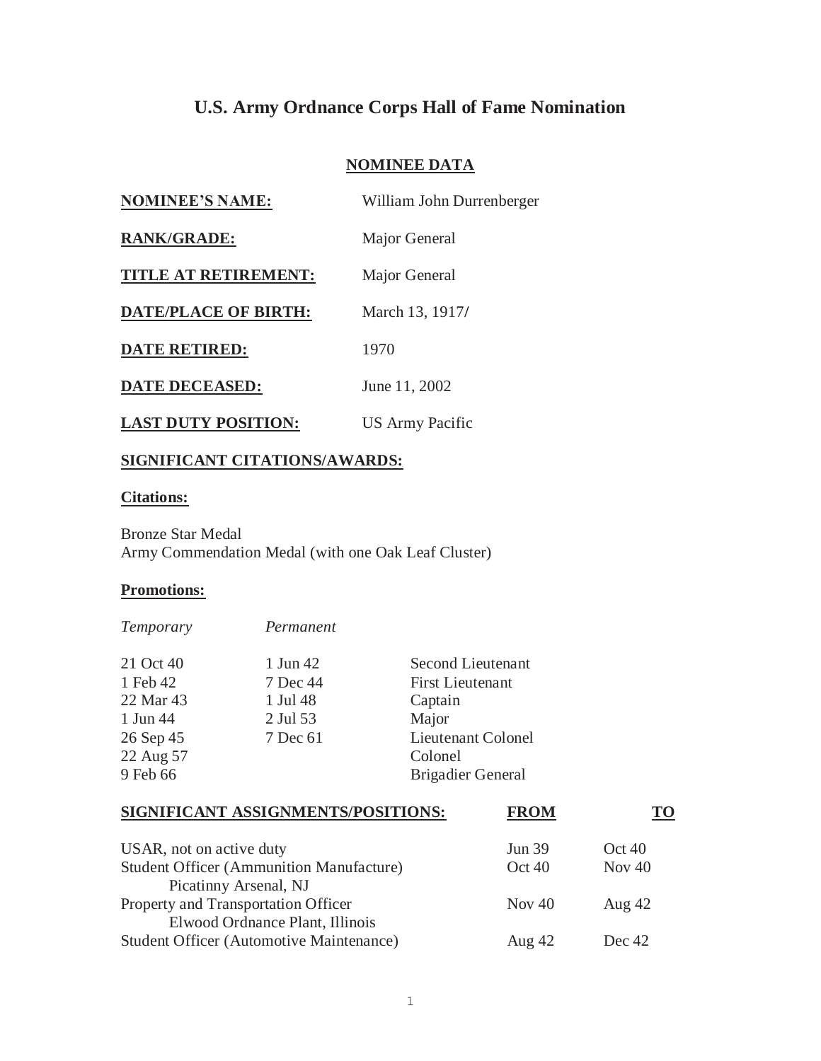# U.S. Army Ordnance Corps Hall of Fame Nomination

## NOMINEE DATA

| | |
|---|---|
| **NOMINEE'S NAME:** | William John Durrenberger |
| **RANK/GRADE:** | Major General |
| **TITLE AT RETIREMENT:** | Major General |
| **DATE/PLACE OF BIRTH:** | March 13, 1917/ |
| **DATE RETIRED:** | 1970 |
| **DATE DECEASED:** | June 11, 2002 |
| **LAST DUTY POSITION:** | US Army Pacific |

**SIGNIFICANT CITATIONS/AWARDS:**

**Citations:**

Bronze Star Medal
Army Commendation Medal (with one Oak Leaf Cluster)

**Promotions:**

| *Temporary* | *Permanent* | |
|---|---|---|
| 21 Oct 40 | 1 Jun 42 | Second Lieutenant |
| 1 Feb 42 | 7 Dec 44 | First Lieutenant |
| 22 Mar 43 | 1 Jul 48 | Captain |
| 1 Jun 44 | 2 Jul 53 | Major |
| 26 Sep 45 | 7 Dec 61 | Lieutenant Colonel |
| 22 Aug 57 | | Colonel |
| 9 Feb 66 | | Brigadier General |

| **SIGNIFICANT ASSIGNMENTS/POSITIONS:** | **FROM** | **TO** |
|---|---|---|
| USAR, not on active duty | Jun 39 | Oct 40 |
| Student Officer (Ammunition Manufacture) Picatinny Arsenal, NJ | Oct 40 | Nov 40 |
| Property and Transportation Officer Elwood Ordnance Plant, Illinois | Nov 40 | Aug 42 |
| Student Officer (Automotive Maintenance) | Aug 42 | Dec 42 |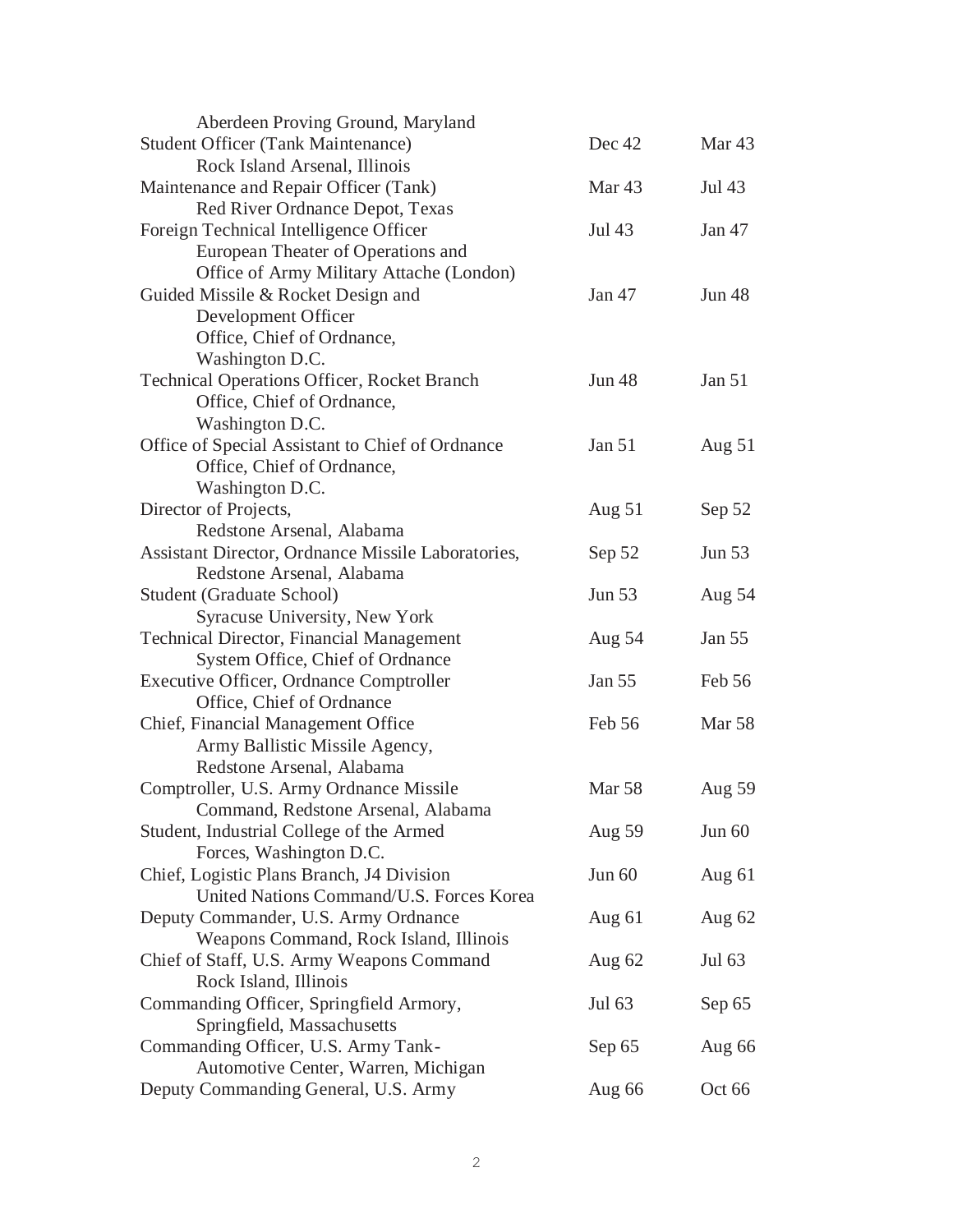| Position | From | To |
|---|---|---|
| Aberdeen Proving Ground, Maryland | | |
| Student Officer (Tank Maintenance) Rock Island Arsenal, Illinois | Dec 42 | Mar 43 |
| Maintenance and Repair Officer (Tank) Red River Ordnance Depot, Texas | Mar 43 | Jul 43 |
| Foreign Technical Intelligence Officer European Theater of Operations and Office of Army Military Attache (London) | Jul 43 | Jan 47 |
| Guided Missile & Rocket Design and Development Officer Office, Chief of Ordnance, Washington D.C. | Jan 47 | Jun 48 |
| Technical Operations Officer, Rocket Branch Office, Chief of Ordnance, Washington D.C. | Jun 48 | Jan 51 |
| Office of Special Assistant to Chief of Ordnance Office, Chief of Ordnance, Washington D.C. | Jan 51 | Aug 51 |
| Director of Projects, Redstone Arsenal, Alabama | Aug 51 | Sep 52 |
| Assistant Director, Ordnance Missile Laboratories, Redstone Arsenal, Alabama | Sep 52 | Jun 53 |
| Student (Graduate School) Syracuse University, New York | Jun 53 | Aug 54 |
| Technical Director, Financial Management System Office, Chief of Ordnance | Aug 54 | Jan 55 |
| Executive Officer, Ordnance Comptroller Office, Chief of Ordnance | Jan 55 | Feb 56 |
| Chief, Financial Management Office Army Ballistic Missile Agency, Redstone Arsenal, Alabama | Feb 56 | Mar 58 |
| Comptroller, U.S. Army Ordnance Missile Command, Redstone Arsenal, Alabama | Mar 58 | Aug 59 |
| Student, Industrial College of the Armed Forces, Washington D.C. | Aug 59 | Jun 60 |
| Chief, Logistic Plans Branch, J4 Division United Nations Command/U.S. Forces Korea | Jun 60 | Aug 61 |
| Deputy Commander, U.S. Army Ordnance Weapons Command, Rock Island, Illinois | Aug 61 | Aug 62 |
| Chief of Staff, U.S. Army Weapons Command Rock Island, Illinois | Aug 62 | Jul 63 |
| Commanding Officer, Springfield Armory, Springfield, Massachusetts | Jul 63 | Sep 65 |
| Commanding Officer, U.S. Army Tank-Automotive Center, Warren, Michigan | Sep 65 | Aug 66 |
| Deputy Commanding General, U.S. Army | Aug 66 | Oct 66 |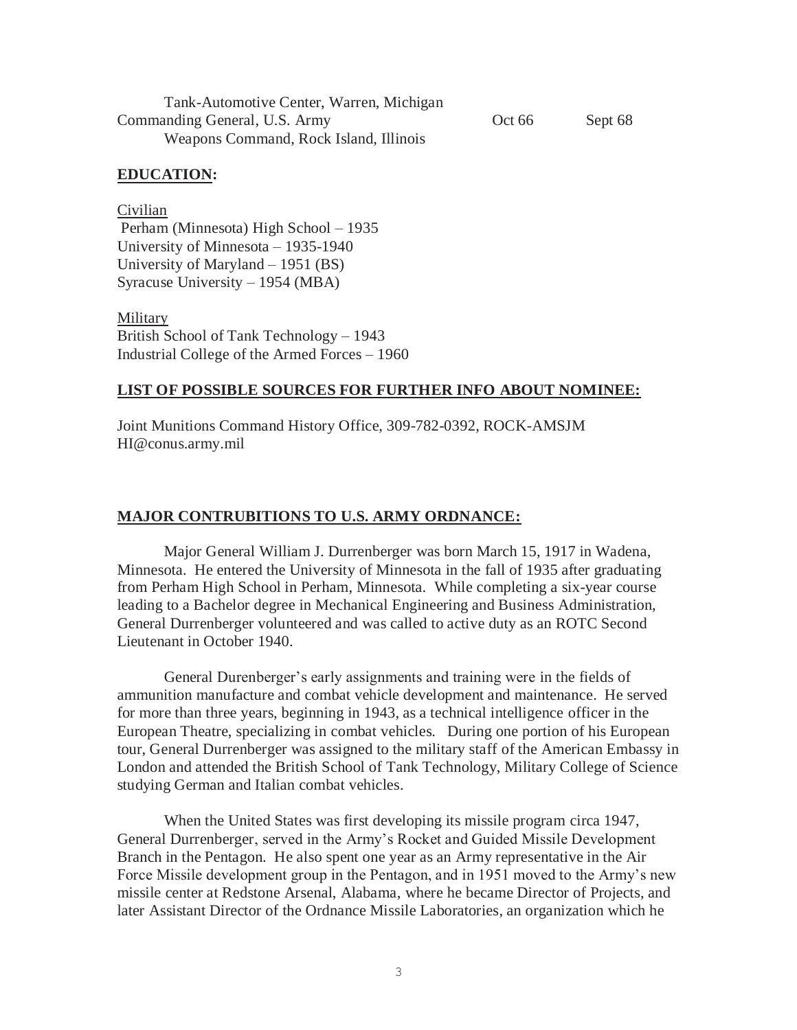| | | |
|---|---|---|
| Tank-Automotive Center, Warren, Michigan | | |
| Commanding General, U.S. Army Weapons Command, Rock Island, Illinois | Oct 66 | Sept 68 |

## EDUCATION:

Civilian
Perham (Minnesota) High School – 1935
University of Minnesota – 1935-1940
University of Maryland – 1951 (BS)
Syracuse University – 1954 (MBA)

Military
British School of Tank Technology – 1943
Industrial College of the Armed Forces – 1960

## LIST OF POSSIBLE SOURCES FOR FURTHER INFO ABOUT NOMINEE:

Joint Munitions Command History Office, 309-782-0392, ROCK-AMSJM HI@conus.army.mil

## MAJOR CONTRUBITIONS TO U.S. ARMY ORDNANCE:

Major General William J. Durrenberger was born March 15, 1917 in Wadena, Minnesota. He entered the University of Minnesota in the fall of 1935 after graduating from Perham High School in Perham, Minnesota. While completing a six-year course leading to a Bachelor degree in Mechanical Engineering and Business Administration, General Durrenberger volunteered and was called to active duty as an ROTC Second Lieutenant in October 1940.

General Durenberger's early assignments and training were in the fields of ammunition manufacture and combat vehicle development and maintenance. He served for more than three years, beginning in 1943, as a technical intelligence officer in the European Theatre, specializing in combat vehicles. During one portion of his European tour, General Durrenberger was assigned to the military staff of the American Embassy in London and attended the British School of Tank Technology, Military College of Science studying German and Italian combat vehicles.

When the United States was first developing its missile program circa 1947, General Durrenberger, served in the Army's Rocket and Guided Missile Development Branch in the Pentagon. He also spent one year as an Army representative in the Air Force Missile development group in the Pentagon, and in 1951 moved to the Army's new missile center at Redstone Arsenal, Alabama, where he became Director of Projects, and later Assistant Director of the Ordnance Missile Laboratories, an organization which he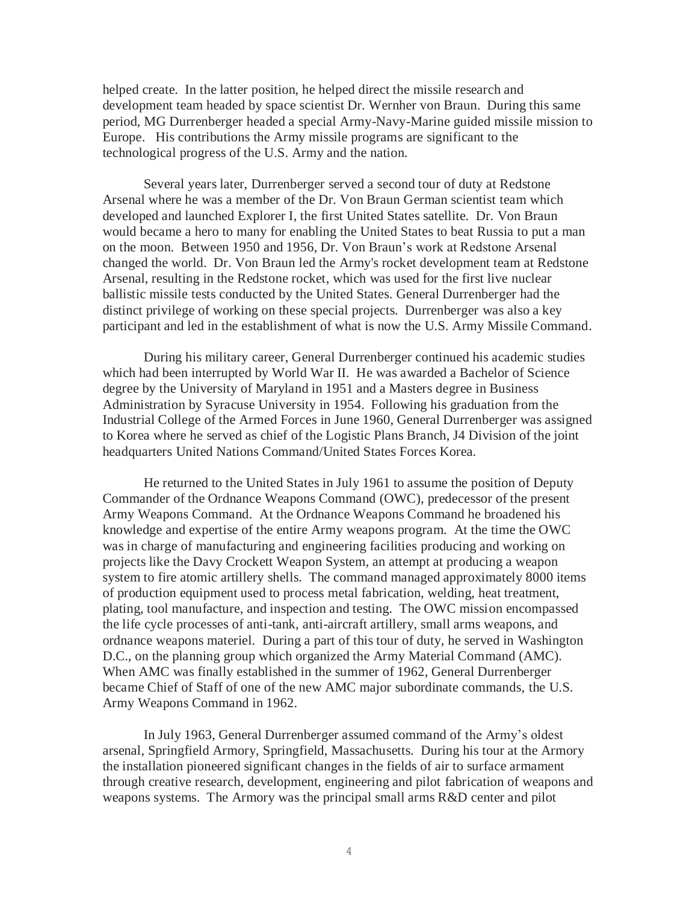helped create. In the latter position, he helped direct the missile research and development team headed by space scientist Dr. Wernher von Braun. During this same period, MG Durrenberger headed a special Army-Navy-Marine guided missile mission to Europe. His contributions the Army missile programs are significant to the technological progress of the U.S. Army and the nation.

Several years later, Durrenberger served a second tour of duty at Redstone Arsenal where he was a member of the Dr. Von Braun German scientist team which developed and launched Explorer I, the first United States satellite. Dr. Von Braun would became a hero to many for enabling the United States to beat Russia to put a man on the moon. Between 1950 and 1956, Dr. Von Braun's work at Redstone Arsenal changed the world. Dr. Von Braun led the Army's rocket development team at Redstone Arsenal, resulting in the Redstone rocket, which was used for the first live nuclear ballistic missile tests conducted by the United States. General Durrenberger had the distinct privilege of working on these special projects. Durrenberger was also a key participant and led in the establishment of what is now the U.S. Army Missile Command.

During his military career, General Durrenberger continued his academic studies which had been interrupted by World War II. He was awarded a Bachelor of Science degree by the University of Maryland in 1951 and a Masters degree in Business Administration by Syracuse University in 1954. Following his graduation from the Industrial College of the Armed Forces in June 1960, General Durrenberger was assigned to Korea where he served as chief of the Logistic Plans Branch, J4 Division of the joint headquarters United Nations Command/United States Forces Korea.

He returned to the United States in July 1961 to assume the position of Deputy Commander of the Ordnance Weapons Command (OWC), predecessor of the present Army Weapons Command. At the Ordnance Weapons Command he broadened his knowledge and expertise of the entire Army weapons program. At the time the OWC was in charge of manufacturing and engineering facilities producing and working on projects like the Davy Crockett Weapon System, an attempt at producing a weapon system to fire atomic artillery shells. The command managed approximately 8000 items of production equipment used to process metal fabrication, welding, heat treatment, plating, tool manufacture, and inspection and testing. The OWC mission encompassed the life cycle processes of anti-tank, anti-aircraft artillery, small arms weapons, and ordnance weapons materiel. During a part of this tour of duty, he served in Washington D.C., on the planning group which organized the Army Material Command (AMC). When AMC was finally established in the summer of 1962, General Durrenberger became Chief of Staff of one of the new AMC major subordinate commands, the U.S. Army Weapons Command in 1962.

In July 1963, General Durrenberger assumed command of the Army's oldest arsenal, Springfield Armory, Springfield, Massachusetts. During his tour at the Armory the installation pioneered significant changes in the fields of air to surface armament through creative research, development, engineering and pilot fabrication of weapons and weapons systems. The Armory was the principal small arms R&D center and pilot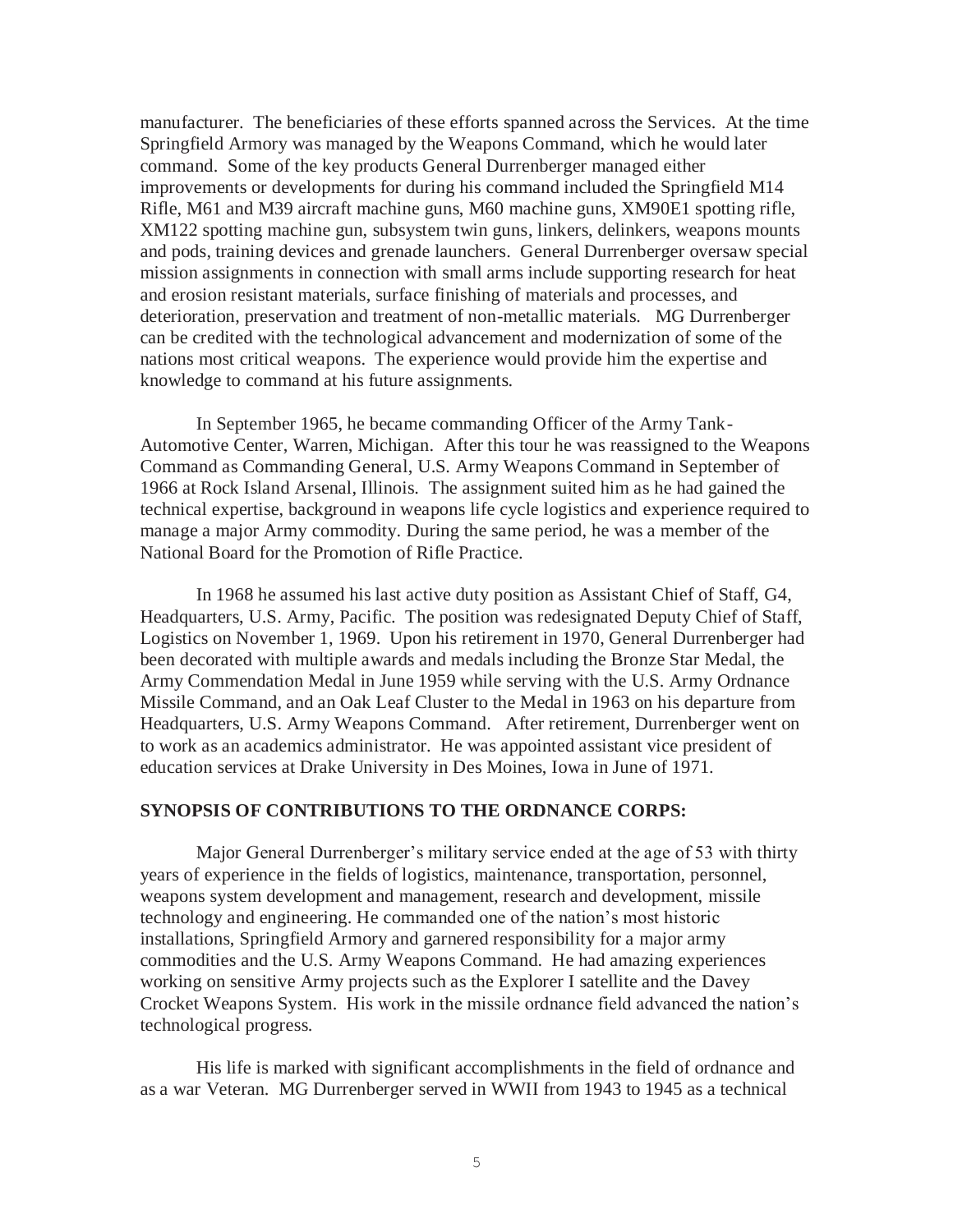manufacturer. The beneficiaries of these efforts spanned across the Services. At the time Springfield Armory was managed by the Weapons Command, which he would later command. Some of the key products General Durrenberger managed either improvements or developments for during his command included the Springfield M14 Rifle, M61 and M39 aircraft machine guns, M60 machine guns, XM90E1 spotting rifle, XM122 spotting machine gun, subsystem twin guns, linkers, delinkers, weapons mounts and pods, training devices and grenade launchers. General Durrenberger oversaw special mission assignments in connection with small arms include supporting research for heat and erosion resistant materials, surface finishing of materials and processes, and deterioration, preservation and treatment of non-metallic materials. MG Durrenberger can be credited with the technological advancement and modernization of some of the nations most critical weapons. The experience would provide him the expertise and knowledge to command at his future assignments.

In September 1965, he became commanding Officer of the Army Tank-Automotive Center, Warren, Michigan. After this tour he was reassigned to the Weapons Command as Commanding General, U.S. Army Weapons Command in September of 1966 at Rock Island Arsenal, Illinois. The assignment suited him as he had gained the technical expertise, background in weapons life cycle logistics and experience required to manage a major Army commodity. During the same period, he was a member of the National Board for the Promotion of Rifle Practice.

In 1968 he assumed his last active duty position as Assistant Chief of Staff, G4, Headquarters, U.S. Army, Pacific. The position was redesignated Deputy Chief of Staff, Logistics on November 1, 1969. Upon his retirement in 1970, General Durrenberger had been decorated with multiple awards and medals including the Bronze Star Medal, the Army Commendation Medal in June 1959 while serving with the U.S. Army Ordnance Missile Command, and an Oak Leaf Cluster to the Medal in 1963 on his departure from Headquarters, U.S. Army Weapons Command. After retirement, Durrenberger went on to work as an academics administrator. He was appointed assistant vice president of education services at Drake University in Des Moines, Iowa in June of 1971.

**SYNOPSIS OF CONTRIBUTIONS TO THE ORDNANCE CORPS:**

Major General Durrenberger's military service ended at the age of 53 with thirty years of experience in the fields of logistics, maintenance, transportation, personnel, weapons system development and management, research and development, missile technology and engineering. He commanded one of the nation's most historic installations, Springfield Armory and garnered responsibility for a major army commodities and the U.S. Army Weapons Command. He had amazing experiences working on sensitive Army projects such as the Explorer I satellite and the Davey Crocket Weapons System. His work in the missile ordnance field advanced the nation's technological progress.

His life is marked with significant accomplishments in the field of ordnance and as a war Veteran. MG Durrenberger served in WWII from 1943 to 1945 as a technical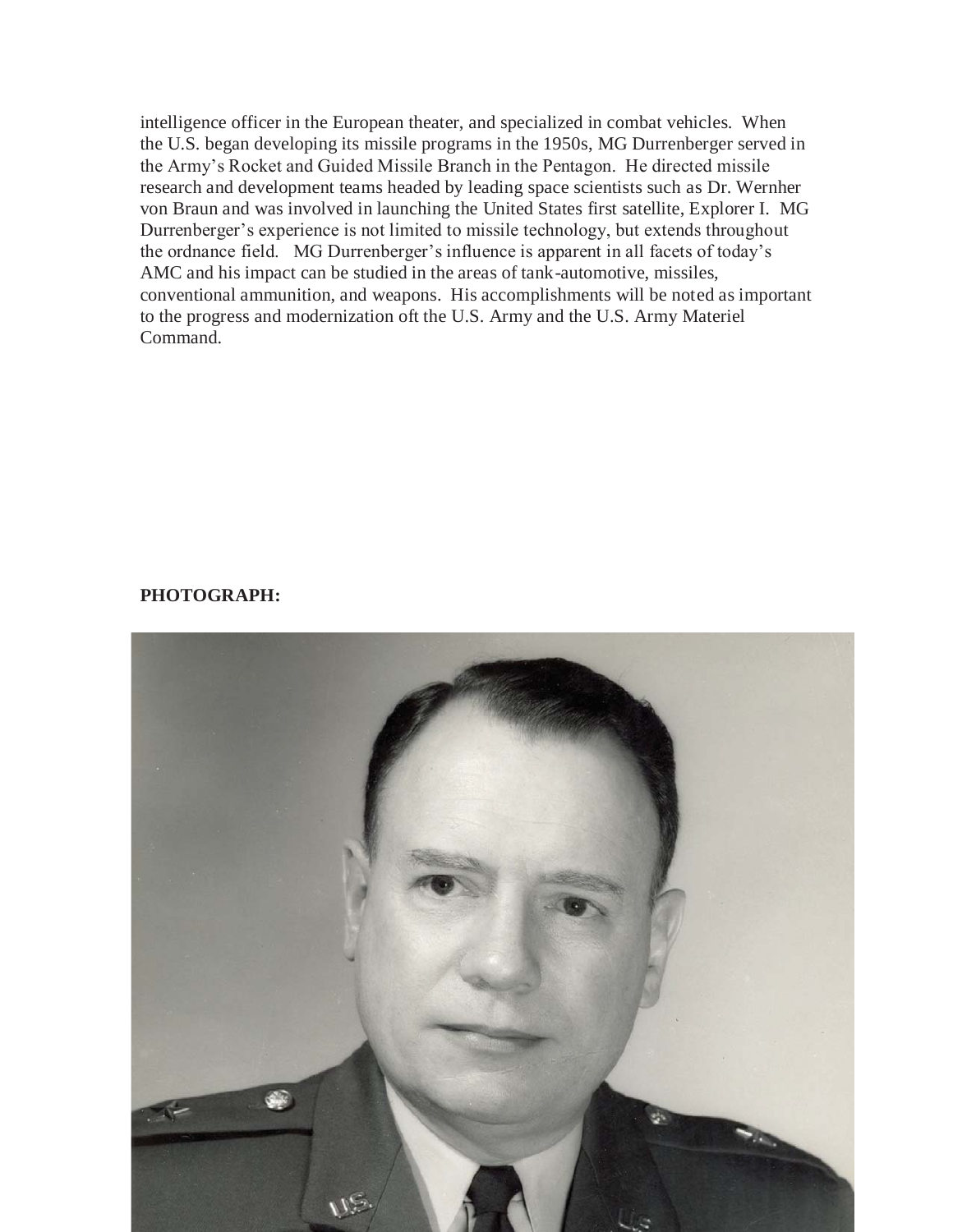intelligence officer in the European theater, and specialized in combat vehicles. When the U.S. began developing its missile programs in the 1950s, MG Durrenberger served in the Army's Rocket and Guided Missile Branch in the Pentagon. He directed missile research and development teams headed by leading space scientists such as Dr. Wernher von Braun and was involved in launching the United States first satellite, Explorer I. MG Durrenberger's experience is not limited to missile technology, but extends throughout the ordnance field. MG Durrenberger's influence is apparent in all facets of today's AMC and his impact can be studied in the areas of tank-automotive, missiles, conventional ammunition, and weapons. His accomplishments will be noted as important to the progress and modernization oft the U.S. Army and the U.S. Army Materiel Command.

**PHOTOGRAPH:**